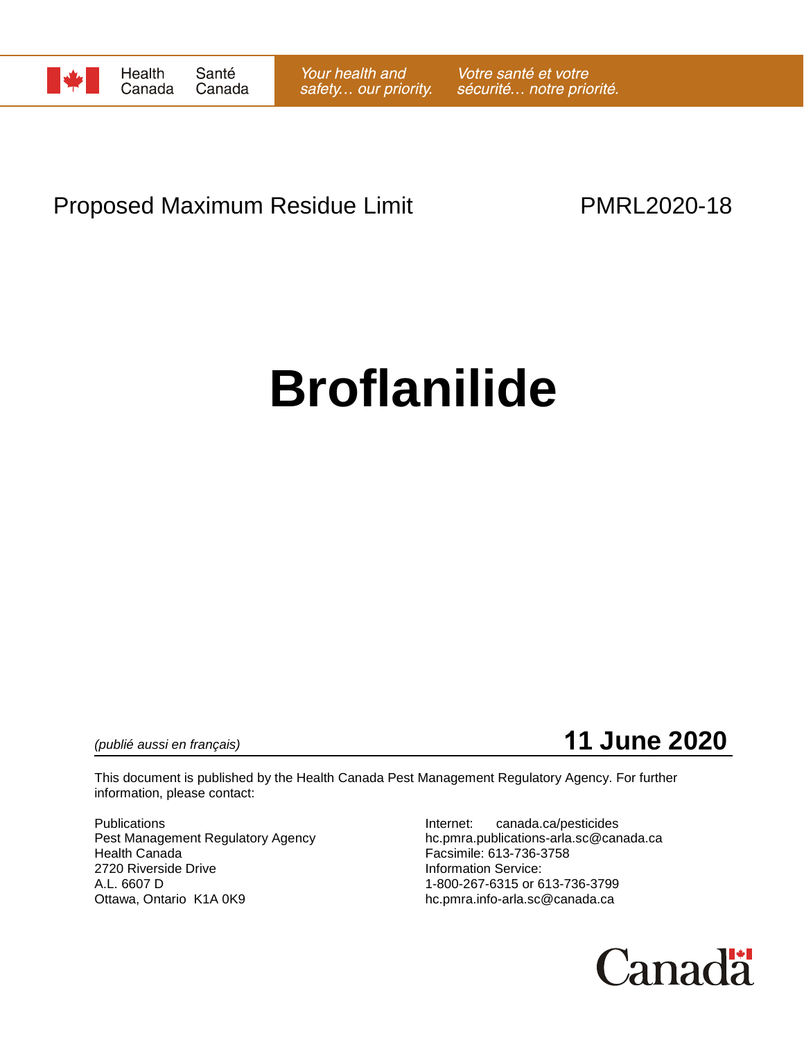Health Canada / Santé Canada

*Your health and safety… our priority.* *Votre santé et votre sécurité… notre priorité.*

Proposed Maximum Residue Limit PMRL2020-18

# Broflanilide

*(publié aussi en français)*

**11 June 2020**

This document is published by the Health Canada Pest Management Regulatory Agency. For further information, please contact:

Publications
Pest Management Regulatory Agency
Health Canada
2720 Riverside Drive
A.L. 6607 D
Ottawa, Ontario K1A 0K9

Internet: canada.ca/pesticides
hc.pmra.publications-arla.sc@canada.ca
Facsimile: 613-736-3758
Information Service:
1-800-267-6315 or 613-736-3799
hc.pmra.info-arla.sc@canada.ca

Canada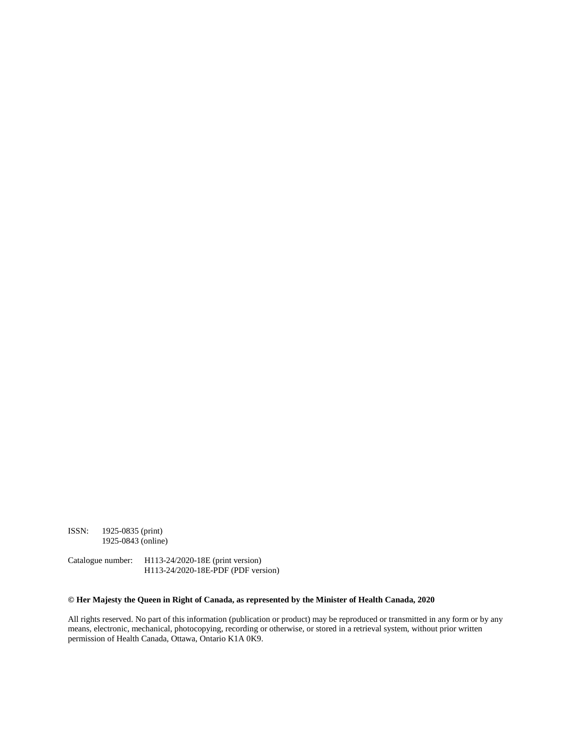ISSN: 1925-0835 (print)
1925-0843 (online)

Catalogue number: H113-24/2020-18E (print version)
H113-24/2020-18E-PDF (PDF version)

**© Her Majesty the Queen in Right of Canada, as represented by the Minister of Health Canada, 2020**

All rights reserved. No part of this information (publication or product) may be reproduced or transmitted in any form or by any means, electronic, mechanical, photocopying, recording or otherwise, or stored in a retrieval system, without prior written permission of Health Canada, Ottawa, Ontario K1A 0K9.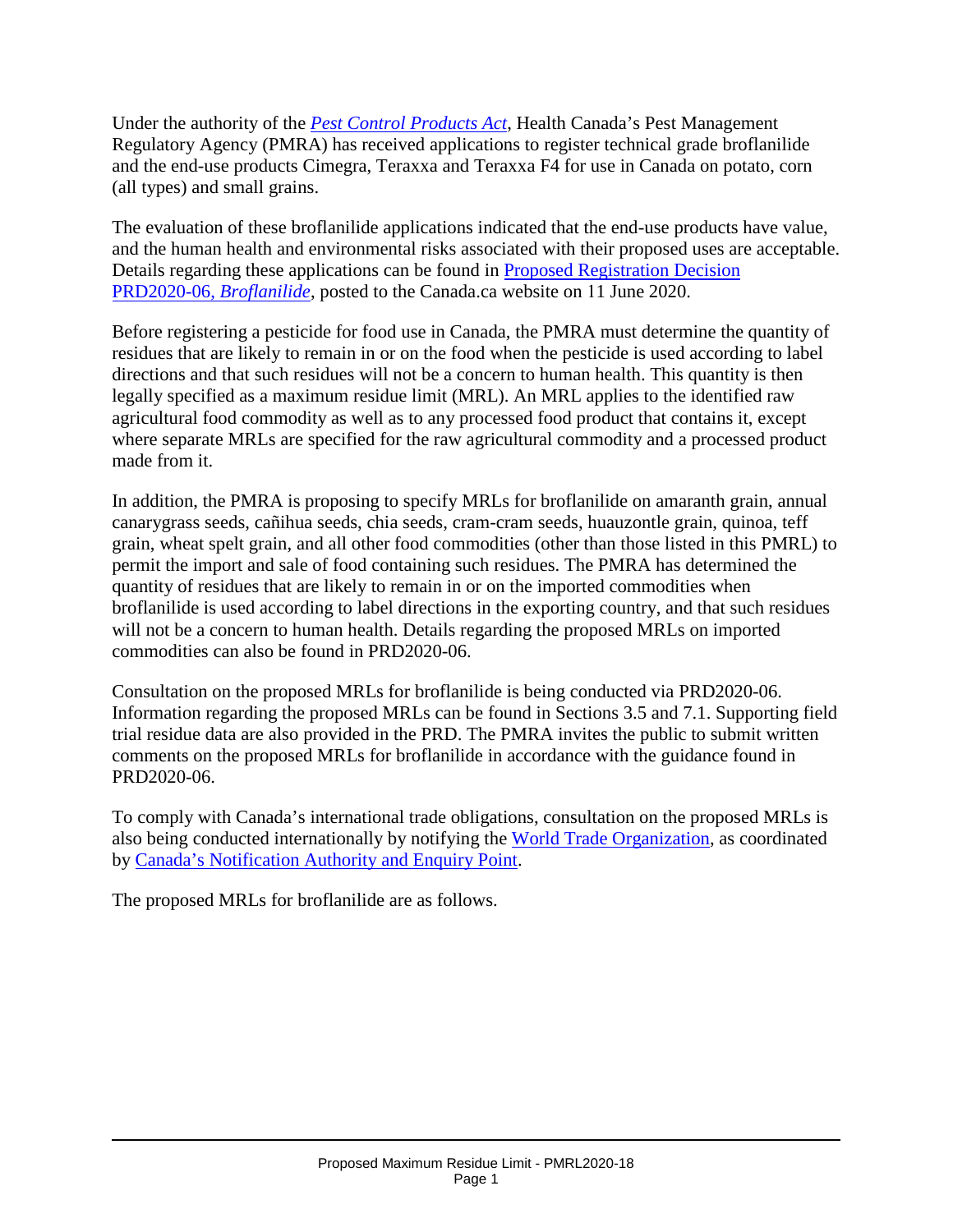Under the authority of the *Pest Control Products Act*, Health Canada's Pest Management Regulatory Agency (PMRA) has received applications to register technical grade broflanilide and the end-use products Cimegra, Teraxxa and Teraxxa F4 for use in Canada on potato, corn (all types) and small grains.

The evaluation of these broflanilide applications indicated that the end-use products have value, and the human health and environmental risks associated with their proposed uses are acceptable. Details regarding these applications can be found in Proposed Registration Decision PRD2020-06, *Broflanilide*, posted to the Canada.ca website on 11 June 2020.

Before registering a pesticide for food use in Canada, the PMRA must determine the quantity of residues that are likely to remain in or on the food when the pesticide is used according to label directions and that such residues will not be a concern to human health. This quantity is then legally specified as a maximum residue limit (MRL). An MRL applies to the identified raw agricultural food commodity as well as to any processed food product that contains it, except where separate MRLs are specified for the raw agricultural commodity and a processed product made from it.

In addition, the PMRA is proposing to specify MRLs for broflanilide on amaranth grain, annual canarygrass seeds, cañihua seeds, chia seeds, cram-cram seeds, huauzontle grain, quinoa, teff grain, wheat spelt grain, and all other food commodities (other than those listed in this PMRL) to permit the import and sale of food containing such residues. The PMRA has determined the quantity of residues that are likely to remain in or on the imported commodities when broflanilide is used according to label directions in the exporting country, and that such residues will not be a concern to human health. Details regarding the proposed MRLs on imported commodities can also be found in PRD2020-06.

Consultation on the proposed MRLs for broflanilide is being conducted via PRD2020-06. Information regarding the proposed MRLs can be found in Sections 3.5 and 7.1. Supporting field trial residue data are also provided in the PRD. The PMRA invites the public to submit written comments on the proposed MRLs for broflanilide in accordance with the guidance found in PRD2020-06.

To comply with Canada's international trade obligations, consultation on the proposed MRLs is also being conducted internationally by notifying the World Trade Organization, as coordinated by Canada's Notification Authority and Enquiry Point.

The proposed MRLs for broflanilide are as follows.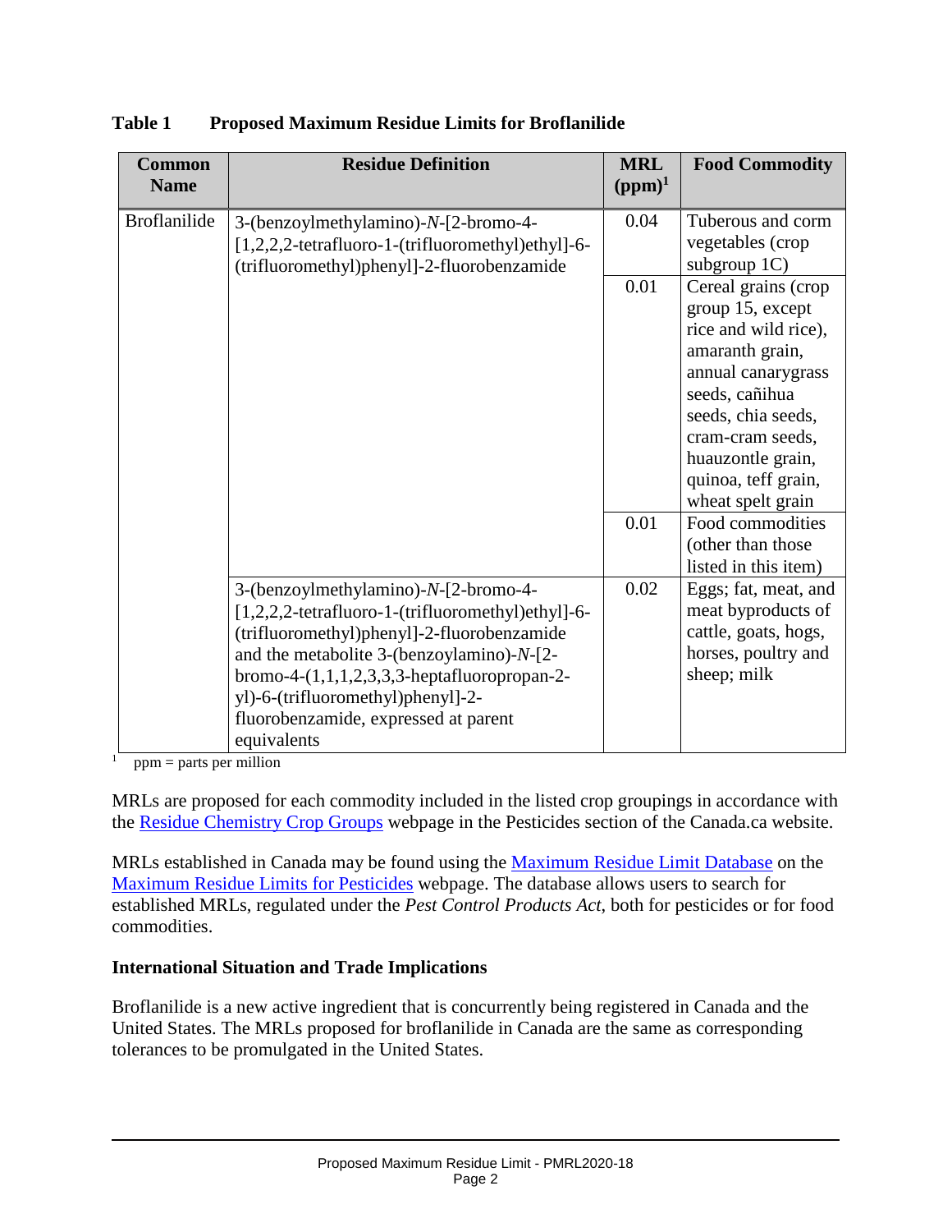**Table 1 Proposed Maximum Residue Limits for Broflanilide**

| Common Name | Residue Definition | MRL (ppm)[1] | Food Commodity |
|---|---|---|---|
| Broflanilide | 3-(benzoylmethylamino)-*N*-[2-bromo-4-[1,2,2,2-tetrafluoro-1-(trifluoromethyl)ethyl]-6-(trifluoromethyl)phenyl]-2-fluorobenzamide | 0.04 | Tuberous and corm vegetables (crop subgroup 1C) |
| | | 0.01 | Cereal grains (crop group 15, except rice and wild rice), amaranth grain, annual canarygrass seeds, cañihua seeds, chia seeds, cram-cram seeds, huauzontle grain, quinoa, teff grain, wheat spelt grain |
| | | 0.01 | Food commodities (other than those listed in this item) |
| | 3-(benzoylmethylamino)-*N*-[2-bromo-4-[1,2,2,2-tetrafluoro-1-(trifluoromethyl)ethyl]-6-(trifluoromethyl)phenyl]-2-fluorobenzamide and the metabolite 3-(benzoylamino)-*N*-[2-bromo-4-(1,1,1,2,3,3,3-heptafluoropropan-2-yl)-6-(trifluoromethyl)phenyl]-2-fluorobenzamide, expressed at parent equivalents | 0.02 | Eggs; fat, meat, and meat byproducts of cattle, goats, hogs, horses, poultry and sheep; milk |

[1] ppm = parts per million

MRLs are proposed for each commodity included in the listed crop groupings in accordance with the Residue Chemistry Crop Groups webpage in the Pesticides section of the Canada.ca website.

MRLs established in Canada may be found using the Maximum Residue Limit Database on the Maximum Residue Limits for Pesticides webpage. The database allows users to search for established MRLs, regulated under the *Pest Control Products Act*, both for pesticides or for food commodities.

## International Situation and Trade Implications

Broflanilide is a new active ingredient that is concurrently being registered in Canada and the United States. The MRLs proposed for broflanilide in Canada are the same as corresponding tolerances to be promulgated in the United States.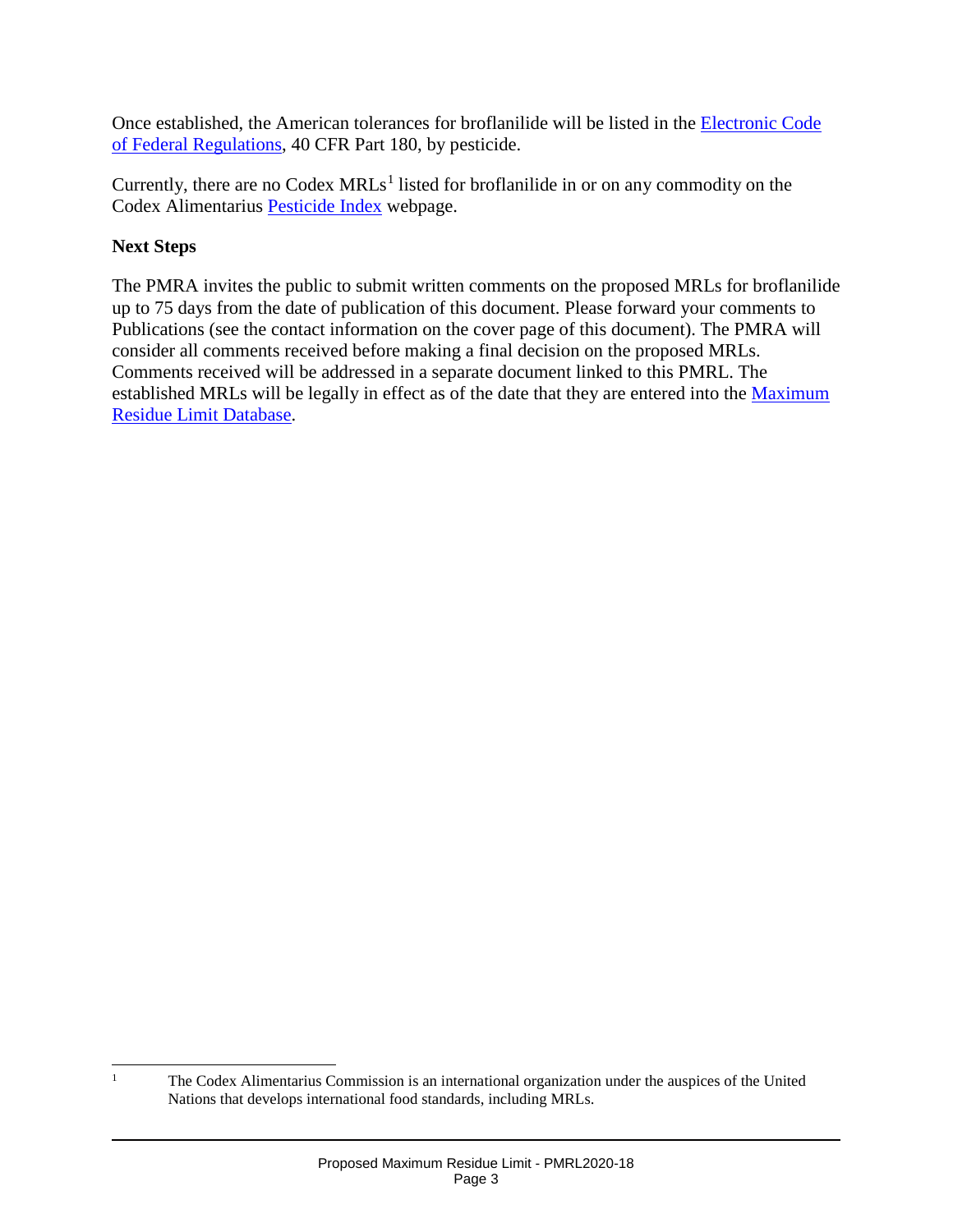Once established, the American tolerances for broflanilide will be listed in the Electronic Code of Federal Regulations, 40 CFR Part 180, by pesticide.

Currently, there are no Codex MRLs[1] listed for broflanilide in or on any commodity on the Codex Alimentarius Pesticide Index webpage.

**Next Steps**

The PMRA invites the public to submit written comments on the proposed MRLs for broflanilide up to 75 days from the date of publication of this document. Please forward your comments to Publications (see the contact information on the cover page of this document). The PMRA will consider all comments received before making a final decision on the proposed MRLs. Comments received will be addressed in a separate document linked to this PMRL. The established MRLs will be legally in effect as of the date that they are entered into the Maximum Residue Limit Database.

---

[1] The Codex Alimentarius Commission is an international organization under the auspices of the United Nations that develops international food standards, including MRLs.